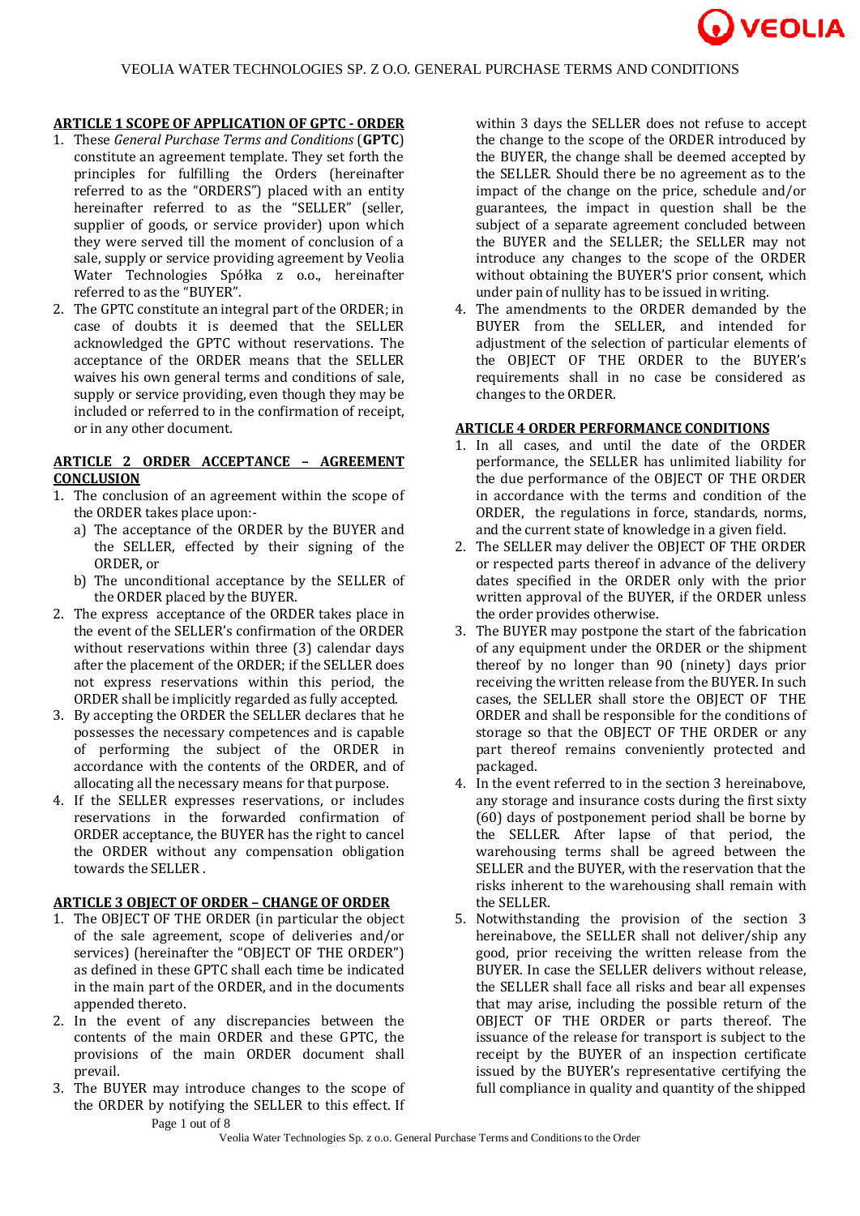# VEOLIA WATER TECHNOLOGIES SP. Z O.O. GENERAL PURCHASE TERMS AND CONDITIONS

## ARTICLE 1 SCOPE OF APPLICATION OF GPTC - ORDER

1. These *General Purchase Terms and Conditions* (**GPTC**) constitute an agreement template. They set forth the principles for fulfilling the Orders (hereinafter referred to as the "ORDERS") placed with an entity hereinafter referred to as the "SELLER" (seller, supplier of goods, or service provider) upon which they were served till the moment of conclusion of a sale, supply or service providing agreement by Veolia Water Technologies Spółka z o.o., hereinafter referred to as the "BUYER".
2. The GPTC constitute an integral part of the ORDER; in case of doubts it is deemed that the SELLER acknowledged the GPTC without reservations. The acceptance of the ORDER means that the SELLER waives his own general terms and conditions of sale, supply or service providing, even though they may be included or referred to in the confirmation of receipt, or in any other document.

## ARTICLE 2 ORDER ACCEPTANCE – AGREEMENT CONCLUSION

1. The conclusion of an agreement within the scope of the ORDER takes place upon:-
   a) The acceptance of the ORDER by the BUYER and the SELLER, effected by their signing of the ORDER, or
   b) The unconditional acceptance by the SELLER of the ORDER placed by the BUYER.
2. The express acceptance of the ORDER takes place in the event of the SELLER's confirmation of the ORDER without reservations within three (3) calendar days after the placement of the ORDER; if the SELLER does not express reservations within this period, the ORDER shall be implicitly regarded as fully accepted.
3. By accepting the ORDER the SELLER declares that he possesses the necessary competences and is capable of performing the subject of the ORDER in accordance with the contents of the ORDER, and of allocating all the necessary means for that purpose.
4. If the SELLER expresses reservations, or includes reservations in the forwarded confirmation of ORDER acceptance, the BUYER has the right to cancel the ORDER without any compensation obligation towards the SELLER .

## ARTICLE 3 OBJECT OF ORDER – CHANGE OF ORDER

1. The OBJECT OF THE ORDER (in particular the object of the sale agreement, scope of deliveries and/or services) (hereinafter the "OBJECT OF THE ORDER") as defined in these GPTC shall each time be indicated in the main part of the ORDER, and in the documents appended thereto.
2. In the event of any discrepancies between the contents of the main ORDER and these GPTC, the provisions of the main ORDER document shall prevail.
3. The BUYER may introduce changes to the scope of the ORDER by notifying the SELLER to this effect. If within 3 days the SELLER does not refuse to accept the change to the scope of the ORDER introduced by the BUYER, the change shall be deemed accepted by the SELLER. Should there be no agreement as to the impact of the change on the price, schedule and/or guarantees, the impact in question shall be the subject of a separate agreement concluded between the BUYER and the SELLER; the SELLER may not introduce any changes to the scope of the ORDER without obtaining the BUYER'S prior consent, which under pain of nullity has to be issued in writing.
4. The amendments to the ORDER demanded by the BUYER from the SELLER, and intended for adjustment of the selection of particular elements of the OBJECT OF THE ORDER to the BUYER's requirements shall in no case be considered as changes to the ORDER.

## ARTICLE 4 ORDER PERFORMANCE CONDITIONS

1. In all cases, and until the date of the ORDER performance, the SELLER has unlimited liability for the due performance of the OBJECT OF THE ORDER in accordance with the terms and condition of the ORDER, the regulations in force, standards, norms, and the current state of knowledge in a given field.
2. The SELLER may deliver the OBJECT OF THE ORDER or respected parts thereof in advance of the delivery dates specified in the ORDER only with the prior written approval of the BUYER, if the ORDER unless the order provides otherwise.
3. The BUYER may postpone the start of the fabrication of any equipment under the ORDER or the shipment thereof by no longer than 90 (ninety) days prior receiving the written release from the BUYER. In such cases, the SELLER shall store the OBJECT OF THE ORDER and shall be responsible for the conditions of storage so that the OBJECT OF THE ORDER or any part thereof remains conveniently protected and packaged.
4. In the event referred to in the section 3 hereinabove, any storage and insurance costs during the first sixty (60) days of postponement period shall be borne by the SELLER. After lapse of that period, the warehousing terms shall be agreed between the SELLER and the BUYER, with the reservation that the risks inherent to the warehousing shall remain with the SELLER.
5. Notwithstanding the provision of the section 3 hereinabove, the SELLER shall not deliver/ship any good, prior receiving the written release from the BUYER. In case the SELLER delivers without release, the SELLER shall face all risks and bear all expenses that may arise, including the possible return of the OBJECT OF THE ORDER or parts thereof. The issuance of the release for transport is subject to the receipt by the BUYER of an inspection certificate issued by the BUYER's representative certifying the full compliance in quality and quantity of the shipped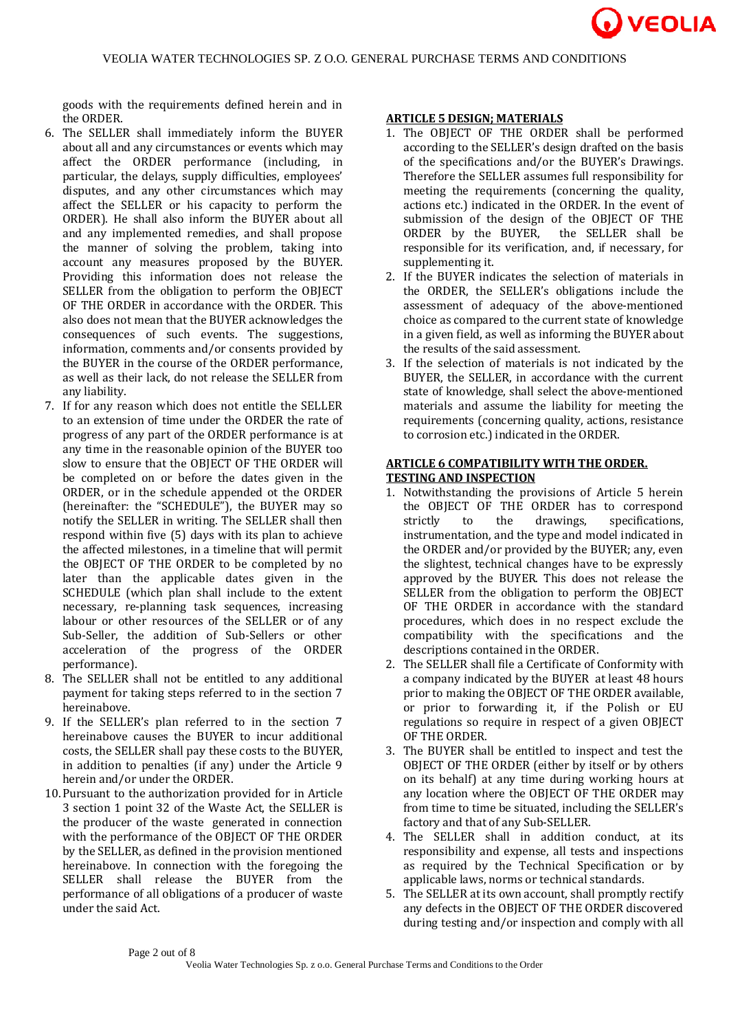goods with the requirements defined herein and in the ORDER.

6. The SELLER shall immediately inform the BUYER about all and any circumstances or events which may affect the ORDER performance (including, in particular, the delays, supply difficulties, employees' disputes, and any other circumstances which may affect the SELLER or his capacity to perform the ORDER). He shall also inform the BUYER about all and any implemented remedies, and shall propose the manner of solving the problem, taking into account any measures proposed by the BUYER. Providing this information does not release the SELLER from the obligation to perform the OBJECT OF THE ORDER in accordance with the ORDER. This also does not mean that the BUYER acknowledges the consequences of such events. The suggestions, information, comments and/or consents provided by the BUYER in the course of the ORDER performance, as well as their lack, do not release the SELLER from any liability.
7. If for any reason which does not entitle the SELLER to an extension of time under the ORDER the rate of progress of any part of the ORDER performance is at any time in the reasonable opinion of the BUYER too slow to ensure that the OBJECT OF THE ORDER will be completed on or before the dates given in the ORDER, or in the schedule appended ot the ORDER (hereinafter: the "SCHEDULE"), the BUYER may so notify the SELLER in writing. The SELLER shall then respond within five (5) days with its plan to achieve the affected milestones, in a timeline that will permit the OBJECT OF THE ORDER to be completed by no later than the applicable dates given in the SCHEDULE (which plan shall include to the extent necessary, re-planning task sequences, increasing labour or other resources of the SELLER or of any Sub-Seller, the addition of Sub-Sellers or other acceleration of the progress of the ORDER performance).
8. The SELLER shall not be entitled to any additional payment for taking steps referred to in the section 7 hereinabove.
9. If the SELLER's plan referred to in the section 7 hereinabove causes the BUYER to incur additional costs, the SELLER shall pay these costs to the BUYER, in addition to penalties (if any) under the Article 9 herein and/or under the ORDER.
10. Pursuant to the authorization provided for in Article 3 section 1 point 32 of the Waste Act, the SELLER is the producer of the waste generated in connection with the performance of the OBJECT OF THE ORDER by the SELLER, as defined in the provision mentioned hereinabove. In connection with the foregoing the SELLER shall release the BUYER from the performance of all obligations of a producer of waste under the said Act.

## ARTICLE 5 DESIGN; MATERIALS

1. The OBJECT OF THE ORDER shall be performed according to the SELLER's design drafted on the basis of the specifications and/or the BUYER's Drawings. Therefore the SELLER assumes full responsibility for meeting the requirements (concerning the quality, actions etc.) indicated in the ORDER. In the event of submission of the design of the OBJECT OF THE ORDER by the BUYER, the SELLER shall be responsible for its verification, and, if necessary, for supplementing it.
2. If the BUYER indicates the selection of materials in the ORDER, the SELLER's obligations include the assessment of adequacy of the above-mentioned choice as compared to the current state of knowledge in a given field, as well as informing the BUYER about the results of the said assessment.
3. If the selection of materials is not indicated by the BUYER, the SELLER, in accordance with the current state of knowledge, shall select the above-mentioned materials and assume the liability for meeting the requirements (concerning quality, actions, resistance to corrosion etc.) indicated in the ORDER.

## ARTICLE 6 COMPATIBILITY WITH THE ORDER. TESTING AND INSPECTION

1. Notwithstanding the provisions of Article 5 herein the OBJECT OF THE ORDER has to correspond strictly to the drawings, specifications, instrumentation, and the type and model indicated in the ORDER and/or provided by the BUYER; any, even the slightest, technical changes have to be expressly approved by the BUYER. This does not release the SELLER from the obligation to perform the OBJECT OF THE ORDER in accordance with the standard procedures, which does in no respect exclude the compatibility with the specifications and the descriptions contained in the ORDER.
2. The SELLER shall file a Certificate of Conformity with a company indicated by the BUYER at least 48 hours prior to making the OBJECT OF THE ORDER available, or prior to forwarding it, if the Polish or EU regulations so require in respect of a given OBJECT OF THE ORDER.
3. The BUYER shall be entitled to inspect and test the OBJECT OF THE ORDER (either by itself or by others on its behalf) at any time during working hours at any location where the OBJECT OF THE ORDER may from time to time be situated, including the SELLER's factory and that of any Sub-SELLER.
4. The SELLER shall in addition conduct, at its responsibility and expense, all tests and inspections as required by the Technical Specification or by applicable laws, norms or technical standards.
5. The SELLER at its own account, shall promptly rectify any defects in the OBJECT OF THE ORDER discovered during testing and/or inspection and comply with all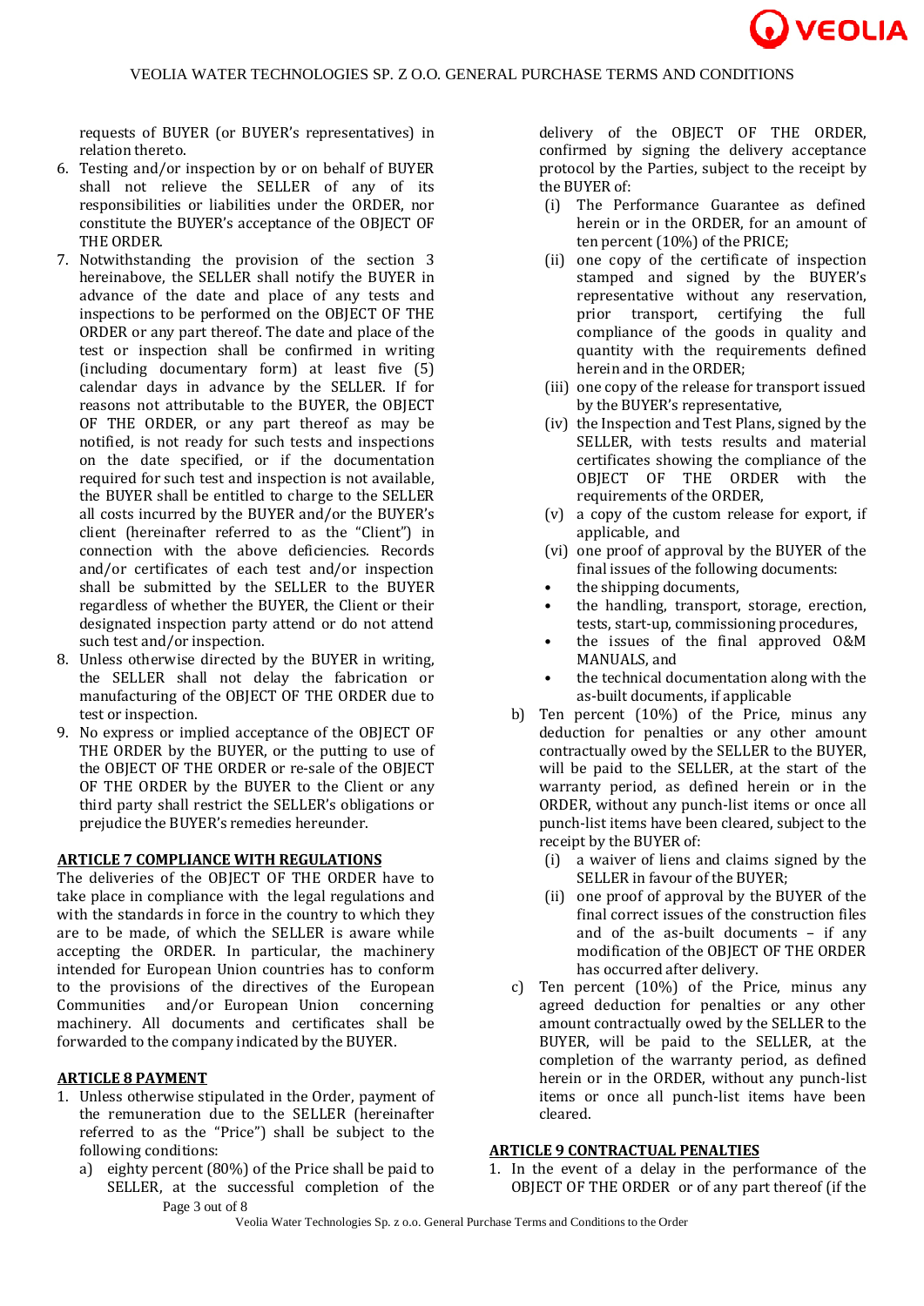requests of BUYER (or BUYER's representatives) in relation thereto.

6. Testing and/or inspection by or on behalf of BUYER shall not relieve the SELLER of any of its responsibilities or liabilities under the ORDER, nor constitute the BUYER's acceptance of the OBJECT OF THE ORDER.
7. Notwithstanding the provision of the section 3 hereinabove, the SELLER shall notify the BUYER in advance of the date and place of any tests and inspections to be performed on the OBJECT OF THE ORDER or any part thereof. The date and place of the test or inspection shall be confirmed in writing (including documentary form) at least five (5) calendar days in advance by the SELLER. If for reasons not attributable to the BUYER, the OBJECT OF THE ORDER, or any part thereof as may be notified, is not ready for such tests and inspections on the date specified, or if the documentation required for such test and inspection is not available, the BUYER shall be entitled to charge to the SELLER all costs incurred by the BUYER and/or the BUYER's client (hereinafter referred to as the "Client") in connection with the above deficiencies. Records and/or certificates of each test and/or inspection shall be submitted by the SELLER to the BUYER regardless of whether the BUYER, the Client or their designated inspection party attend or do not attend such test and/or inspection.
8. Unless otherwise directed by the BUYER in writing, the SELLER shall not delay the fabrication or manufacturing of the OBJECT OF THE ORDER due to test or inspection.
9. No express or implied acceptance of the OBJECT OF THE ORDER by the BUYER, or the putting to use of the OBJECT OF THE ORDER or re-sale of the OBJECT OF THE ORDER by the BUYER to the Client or any third party shall restrict the SELLER's obligations or prejudice the BUYER's remedies hereunder.

**ARTICLE 7 COMPLIANCE WITH REGULATIONS**

The deliveries of the OBJECT OF THE ORDER have to take place in compliance with the legal regulations and with the standards in force in the country to which they are to be made, of which the SELLER is aware while accepting the ORDER. In particular, the machinery intended for European Union countries has to conform to the provisions of the directives of the European Communities and/or European Union concerning machinery. All documents and certificates shall be forwarded to the company indicated by the BUYER.

**ARTICLE 8 PAYMENT**

1. Unless otherwise stipulated in the Order, payment of the remuneration due to the SELLER (hereinafter referred to as the "Price") shall be subject to the following conditions:
   a) eighty percent (80%) of the Price shall be paid to SELLER, at the successful completion of the delivery of the OBJECT OF THE ORDER, confirmed by signing the delivery acceptance protocol by the Parties, subject to the receipt by the BUYER of:
      (i) The Performance Guarantee as defined herein or in the ORDER, for an amount of ten percent (10%) of the PRICE;
      (ii) one copy of the certificate of inspection stamped and signed by the BUYER's representative without any reservation, prior transport, certifying the full compliance of the goods in quality and quantity with the requirements defined herein and in the ORDER;
      (iii) one copy of the release for transport issued by the BUYER's representative,
      (iv) the Inspection and Test Plans, signed by the SELLER, with tests results and material certificates showing the compliance of the OBJECT OF THE ORDER with the requirements of the ORDER,
      (v) a copy of the custom release for export, if applicable, and
      (vi) one proof of approval by the BUYER of the final issues of the following documents:
      - the shipping documents,
      - the handling, transport, storage, erection, tests, start-up, commissioning procedures,
      - the issues of the final approved O&M MANUALS, and
      - the technical documentation along with the as-built documents, if applicable
   b) Ten percent (10%) of the Price, minus any deduction for penalties or any other amount contractually owed by the SELLER to the BUYER, will be paid to the SELLER, at the start of the warranty period, as defined herein or in the ORDER, without any punch-list items or once all punch-list items have been cleared, subject to the receipt by the BUYER of:
      (i) a waiver of liens and claims signed by the SELLER in favour of the BUYER;
      (ii) one proof of approval by the BUYER of the final correct issues of the construction files and of the as-built documents – if any modification of the OBJECT OF THE ORDER has occurred after delivery.
   c) Ten percent (10%) of the Price, minus any agreed deduction for penalties or any other amount contractually owed by the SELLER to the BUYER, will be paid to the SELLER, at the completion of the warranty period, as defined herein or in the ORDER, without any punch-list items or once all punch-list items have been cleared.

**ARTICLE 9 CONTRACTUAL PENALTIES**

1. In the event of a delay in the performance of the OBJECT OF THE ORDER or of any part thereof (if the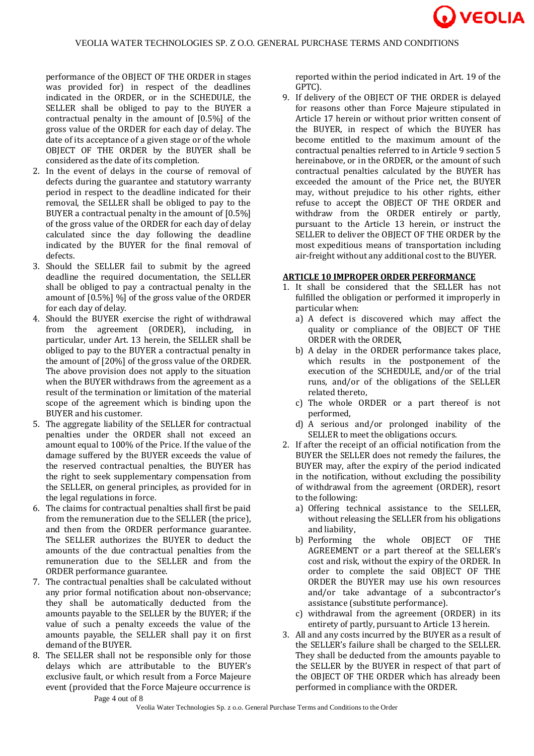performance of the OBJECT OF THE ORDER in stages was provided for) in respect of the deadlines indicated in the ORDER, or in the SCHEDULE, the SELLER shall be obliged to pay to the BUYER a contractual penalty in the amount of [0.5%] of the gross value of the ORDER for each day of delay. The date of its acceptance of a given stage or of the whole OBJECT OF THE ORDER by the BUYER shall be considered as the date of its completion.

2. In the event of delays in the course of removal of defects during the guarantee and statutory warranty period in respect to the deadline indicated for their removal, the SELLER shall be obliged to pay to the BUYER a contractual penalty in the amount of [0.5%] of the gross value of the ORDER for each day of delay calculated since the day following the deadline indicated by the BUYER for the final removal of defects.
3. Should the SELLER fail to submit by the agreed deadline the required documentation, the SELLER shall be obliged to pay a contractual penalty in the amount of [0.5%] %] of the gross value of the ORDER for each day of delay.
4. Should the BUYER exercise the right of withdrawal from the agreement (ORDER), including, in particular, under Art. 13 herein, the SELLER shall be obliged to pay to the BUYER a contractual penalty in the amount of [20%] of the gross value of the ORDER. The above provision does not apply to the situation when the BUYER withdraws from the agreement as a result of the termination or limitation of the material scope of the agreement which is binding upon the BUYER and his customer.
5. The aggregate liability of the SELLER for contractual penalties under the ORDER shall not exceed an amount equal to 100% of the Price. If the value of the damage suffered by the BUYER exceeds the value of the reserved contractual penalties, the BUYER has the right to seek supplementary compensation from the SELLER, on general principles, as provided for in the legal regulations in force.
6. The claims for contractual penalties shall first be paid from the remuneration due to the SELLER (the price), and then from the ORDER performance guarantee. The SELLER authorizes the BUYER to deduct the amounts of the due contractual penalties from the remuneration due to the SELLER and from the ORDER performance guarantee.
7. The contractual penalties shall be calculated without any prior formal notification about non-observance; they shall be automatically deducted from the amounts payable to the SELLER by the BUYER; if the value of such a penalty exceeds the value of the amounts payable, the SELLER shall pay it on first demand of the BUYER.
8. The SELLER shall not be responsible only for those delays which are attributable to the BUYER's exclusive fault, or which result from a Force Majeure event (provided that the Force Majeure occurrence is reported within the period indicated in Art. 19 of the GPTC).
9. If delivery of the OBJECT OF THE ORDER is delayed for reasons other than Force Majeure stipulated in Article 17 herein or without prior written consent of the BUYER, in respect of which the BUYER has become entitled to the maximum amount of the contractual penalties referred to in Article 9 section 5 hereinabove, or in the ORDER, or the amount of such contractual penalties calculated by the BUYER has exceeded the amount of the Price net, the BUYER may, without prejudice to his other rights, either refuse to accept the OBJECT OF THE ORDER and withdraw from the ORDER entirely or partly, pursuant to the Article 13 herein, or instruct the SELLER to deliver the OBJECT OF THE ORDER by the most expeditious means of transportation including air-freight without any additional cost to the BUYER.

## ARTICLE 10 IMPROPER ORDER PERFORMANCE

1. It shall be considered that the SELLER has not fulfilled the obligation or performed it improperly in particular when:
   a) A defect is discovered which may affect the quality or compliance of the OBJECT OF THE ORDER with the ORDER,
   b) A delay in the ORDER performance takes place, which results in the postponement of the execution of the SCHEDULE, and/or of the trial runs, and/or of the obligations of the SELLER related thereto,
   c) The whole ORDER or a part thereof is not performed,
   d) A serious and/or prolonged inability of the SELLER to meet the obligations occurs.
2. If after the receipt of an official notification from the BUYER the SELLER does not remedy the failures, the BUYER may, after the expiry of the period indicated in the notification, without excluding the possibility of withdrawal from the agreement (ORDER), resort to the following:
   a) Offering technical assistance to the SELLER, without releasing the SELLER from his obligations and liability,
   b) Performing the whole OBJECT OF THE AGREEMENT or a part thereof at the SELLER's cost and risk, without the expiry of the ORDER. In order to complete the said OBJECT OF THE ORDER the BUYER may use his own resources and/or take advantage of a subcontractor's assistance (substitute performance).
   c) withdrawal from the agreement (ORDER) in its entirety of partly, pursuant to Article 13 herein.
3. All and any costs incurred by the BUYER as a result of the SELLER's failure shall be charged to the SELLER. They shall be deducted from the amounts payable to the SELLER by the BUYER in respect of that part of the OBJECT OF THE ORDER which has already been performed in compliance with the ORDER.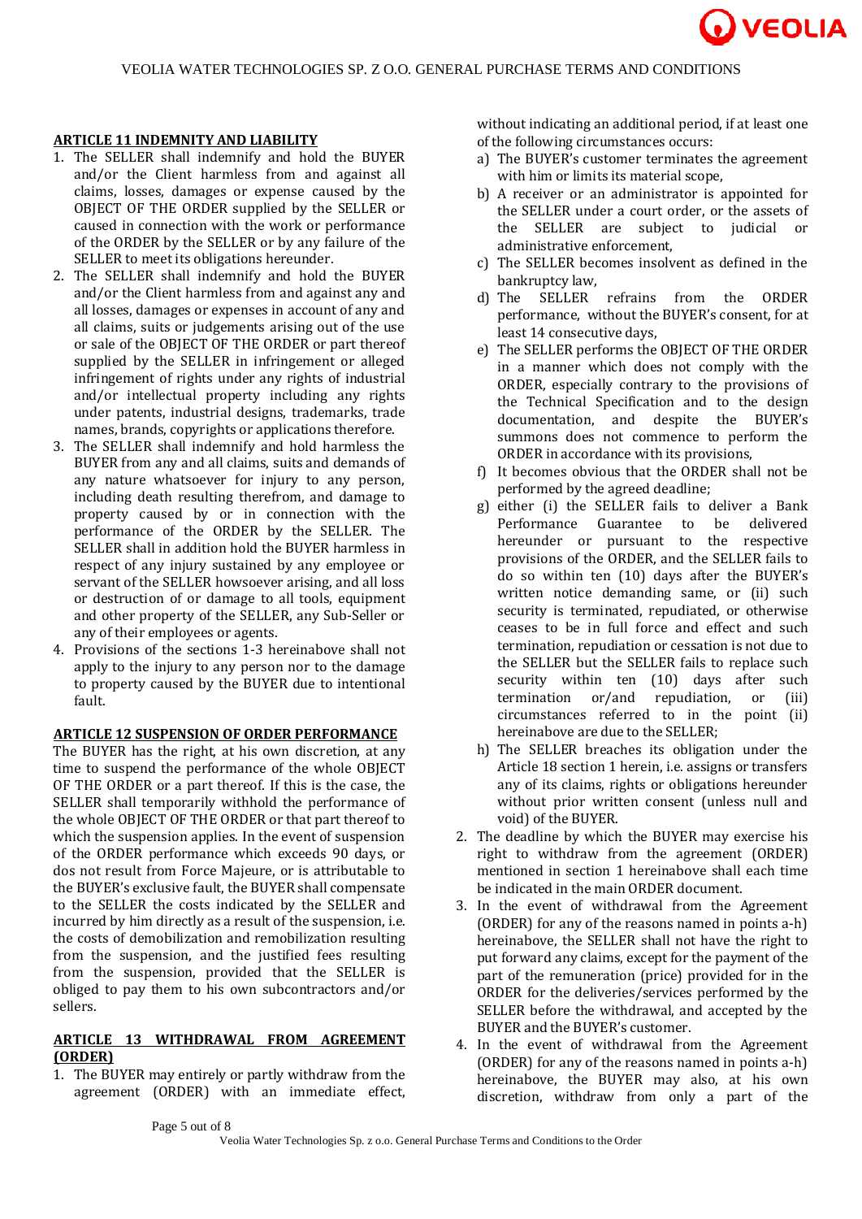## ARTICLE 11 INDEMNITY AND LIABILITY

1. The SELLER shall indemnify and hold the BUYER and/or the Client harmless from and against all claims, losses, damages or expense caused by the OBJECT OF THE ORDER supplied by the SELLER or caused in connection with the work or performance of the ORDER by the SELLER or by any failure of the SELLER to meet its obligations hereunder.
2. The SELLER shall indemnify and hold the BUYER and/or the Client harmless from and against any and all losses, damages or expenses in account of any and all claims, suits or judgements arising out of the use or sale of the OBJECT OF THE ORDER or part thereof supplied by the SELLER in infringement or alleged infringement of rights under any rights of industrial and/or intellectual property including any rights under patents, industrial designs, trademarks, trade names, brands, copyrights or applications therefore.
3. The SELLER shall indemnify and hold harmless the BUYER from any and all claims, suits and demands of any nature whatsoever for injury to any person, including death resulting therefrom, and damage to property caused by or in connection with the performance of the ORDER by the SELLER. The SELLER shall in addition hold the BUYER harmless in respect of any injury sustained by any employee or servant of the SELLER howsoever arising, and all loss or destruction of or damage to all tools, equipment and other property of the SELLER, any Sub-Seller or any of their employees or agents.
4. Provisions of the sections 1-3 hereinabove shall not apply to the injury to any person nor to the damage to property caused by the BUYER due to intentional fault.

## ARTICLE 12 SUSPENSION OF ORDER PERFORMANCE

The BUYER has the right, at his own discretion, at any time to suspend the performance of the whole OBJECT OF THE ORDER or a part thereof. If this is the case, the SELLER shall temporarily withhold the performance of the whole OBJECT OF THE ORDER or that part thereof to which the suspension applies. In the event of suspension of the ORDER performance which exceeds 90 days, or dos not result from Force Majeure, or is attributable to the BUYER's exclusive fault, the BUYER shall compensate to the SELLER the costs indicated by the SELLER and incurred by him directly as a result of the suspension, i.e. the costs of demobilization and remobilization resulting from the suspension, and the justified fees resulting from the suspension, provided that the SELLER is obliged to pay them to his own subcontractors and/or sellers.

## ARTICLE 13 WITHDRAWAL FROM AGREEMENT (ORDER)

1. The BUYER may entirely or partly withdraw from the agreement (ORDER) with an immediate effect, without indicating an additional period, if at least one of the following circumstances occurs:
   a) The BUYER's customer terminates the agreement with him or limits its material scope,
   b) A receiver or an administrator is appointed for the SELLER under a court order, or the assets of the SELLER are subject to judicial or administrative enforcement,
   c) The SELLER becomes insolvent as defined in the bankruptcy law,
   d) The SELLER refrains from the ORDER performance, without the BUYER's consent, for at least 14 consecutive days,
   e) The SELLER performs the OBJECT OF THE ORDER in a manner which does not comply with the ORDER, especially contrary to the provisions of the Technical Specification and to the design documentation, and despite the BUYER's summons does not commence to perform the ORDER in accordance with its provisions,
   f) It becomes obvious that the ORDER shall not be performed by the agreed deadline;
   g) either (i) the SELLER fails to deliver a Bank Performance Guarantee to be delivered hereunder or pursuant to the respective provisions of the ORDER, and the SELLER fails to do so within ten (10) days after the BUYER's written notice demanding same, or (ii) such security is terminated, repudiated, or otherwise ceases to be in full force and effect and such termination, repudiation or cessation is not due to the SELLER but the SELLER fails to replace such security within ten (10) days after such termination or/and repudiation, or (iii) circumstances referred to in the point (ii) hereinabove are due to the SELLER;
   h) The SELLER breaches its obligation under the Article 18 section 1 herein, i.e. assigns or transfers any of its claims, rights or obligations hereunder without prior written consent (unless null and void) of the BUYER.
2. The deadline by which the BUYER may exercise his right to withdraw from the agreement (ORDER) mentioned in section 1 hereinabove shall each time be indicated in the main ORDER document.
3. In the event of withdrawal from the Agreement (ORDER) for any of the reasons named in points a-h) hereinabove, the SELLER shall not have the right to put forward any claims, except for the payment of the part of the remuneration (price) provided for in the ORDER for the deliveries/services performed by the SELLER before the withdrawal, and accepted by the BUYER and the BUYER's customer.
4. In the event of withdrawal from the Agreement (ORDER) for any of the reasons named in points a-h) hereinabove, the BUYER may also, at his own discretion, withdraw from only a part of the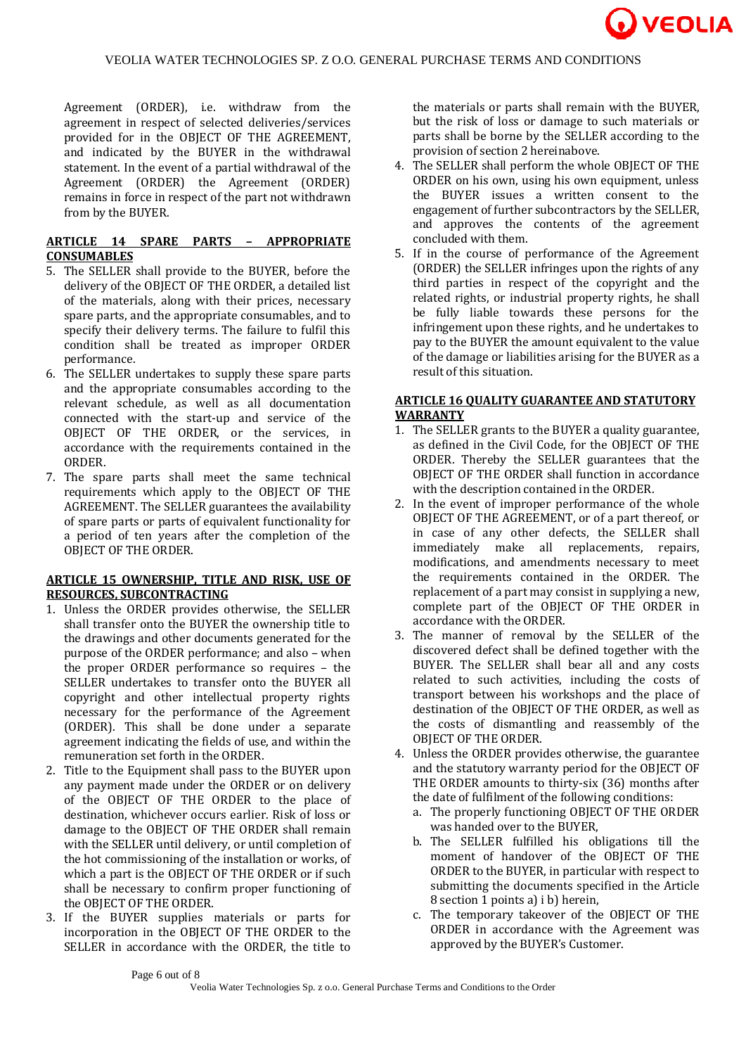Agreement (ORDER), i.e. withdraw from the agreement in respect of selected deliveries/services provided for in the OBJECT OF THE AGREEMENT, and indicated by the BUYER in the withdrawal statement. In the event of a partial withdrawal of the Agreement (ORDER) the Agreement (ORDER) remains in force in respect of the part not withdrawn from by the BUYER.

## ARTICLE 14 SPARE PARTS – APPROPRIATE CONSUMABLES

5. The SELLER shall provide to the BUYER, before the delivery of the OBJECT OF THE ORDER, a detailed list of the materials, along with their prices, necessary spare parts, and the appropriate consumables, and to specify their delivery terms. The failure to fulfil this condition shall be treated as improper ORDER performance.
6. The SELLER undertakes to supply these spare parts and the appropriate consumables according to the relevant schedule, as well as all documentation connected with the start-up and service of the OBJECT OF THE ORDER, or the services, in accordance with the requirements contained in the ORDER.
7. The spare parts shall meet the same technical requirements which apply to the OBJECT OF THE AGREEMENT. The SELLER guarantees the availability of spare parts or parts of equivalent functionality for a period of ten years after the completion of the OBJECT OF THE ORDER.

## ARTICLE 15 OWNERSHIP, TITLE AND RISK, USE OF RESOURCES, SUBCONTRACTING

1. Unless the ORDER provides otherwise, the SELLER shall transfer onto the BUYER the ownership title to the drawings and other documents generated for the purpose of the ORDER performance; and also – when the proper ORDER performance so requires – the SELLER undertakes to transfer onto the BUYER all copyright and other intellectual property rights necessary for the performance of the Agreement (ORDER). This shall be done under a separate agreement indicating the fields of use, and within the remuneration set forth in the ORDER.
2. Title to the Equipment shall pass to the BUYER upon any payment made under the ORDER or on delivery of the OBJECT OF THE ORDER to the place of destination, whichever occurs earlier. Risk of loss or damage to the OBJECT OF THE ORDER shall remain with the SELLER until delivery, or until completion of the hot commissioning of the installation or works, of which a part is the OBJECT OF THE ORDER or if such shall be necessary to confirm proper functioning of the OBJECT OF THE ORDER.
3. If the BUYER supplies materials or parts for incorporation in the OBJECT OF THE ORDER to the SELLER in accordance with the ORDER, the title to the materials or parts shall remain with the BUYER, but the risk of loss or damage to such materials or parts shall be borne by the SELLER according to the provision of section 2 hereinabove.
4. The SELLER shall perform the whole OBJECT OF THE ORDER on his own, using his own equipment, unless the BUYER issues a written consent to the engagement of further subcontractors by the SELLER, and approves the contents of the agreement concluded with them.
5. If in the course of performance of the Agreement (ORDER) the SELLER infringes upon the rights of any third parties in respect of the copyright and the related rights, or industrial property rights, he shall be fully liable towards these persons for the infringement upon these rights, and he undertakes to pay to the BUYER the amount equivalent to the value of the damage or liabilities arising for the BUYER as a result of this situation.

## ARTICLE 16 QUALITY GUARANTEE AND STATUTORY WARRANTY

1. The SELLER grants to the BUYER a quality guarantee, as defined in the Civil Code, for the OBJECT OF THE ORDER. Thereby the SELLER guarantees that the OBJECT OF THE ORDER shall function in accordance with the description contained in the ORDER.
2. In the event of improper performance of the whole OBJECT OF THE AGREEMENT, or of a part thereof, or in case of any other defects, the SELLER shall immediately make all replacements, repairs, modifications, and amendments necessary to meet the requirements contained in the ORDER. The replacement of a part may consist in supplying a new, complete part of the OBJECT OF THE ORDER in accordance with the ORDER.
3. The manner of removal by the SELLER of the discovered defect shall be defined together with the BUYER. The SELLER shall bear all and any costs related to such activities, including the costs of transport between his workshops and the place of destination of the OBJECT OF THE ORDER, as well as the costs of dismantling and reassembly of the OBJECT OF THE ORDER.
4. Unless the ORDER provides otherwise, the guarantee and the statutory warranty period for the OBJECT OF THE ORDER amounts to thirty-six (36) months after the date of fulfilment of the following conditions:
   a. The properly functioning OBJECT OF THE ORDER was handed over to the BUYER,
   b. The SELLER fulfilled his obligations till the moment of handover of the OBJECT OF THE ORDER to the BUYER, in particular with respect to submitting the documents specified in the Article 8 section 1 points a) i b) herein,
   c. The temporary takeover of the OBJECT OF THE ORDER in accordance with the Agreement was approved by the BUYER's Customer.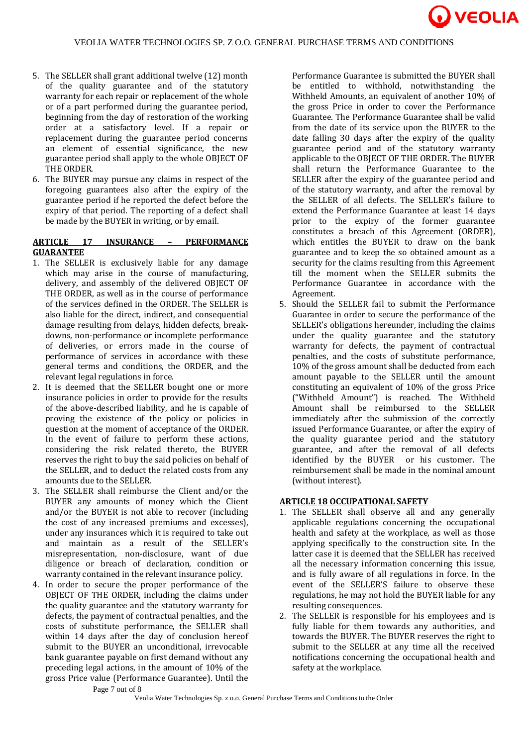5. The SELLER shall grant additional twelve (12) month of the quality guarantee and of the statutory warranty for each repair or replacement of the whole or of a part performed during the guarantee period, beginning from the day of restoration of the working order at a satisfactory level. If a repair or replacement during the guarantee period concerns an element of essential significance, the new guarantee period shall apply to the whole OBJECT OF THE ORDER.
6. The BUYER may pursue any claims in respect of the foregoing guarantees also after the expiry of the guarantee period if he reported the defect before the expiry of that period. The reporting of a defect shall be made by the BUYER in writing, or by email.

## ARTICLE 17 INSURANCE – PERFORMANCE GUARANTEE

1. The SELLER is exclusively liable for any damage which may arise in the course of manufacturing, delivery, and assembly of the delivered OBJECT OF THE ORDER, as well as in the course of performance of the services defined in the ORDER. The SELLER is also liable for the direct, indirect, and consequential damage resulting from delays, hidden defects, break-downs, non-performance or incomplete performance of deliveries, or errors made in the course of performance of services in accordance with these general terms and conditions, the ORDER, and the relevant legal regulations in force.
2. It is deemed that the SELLER bought one or more insurance policies in order to provide for the results of the above-described liability, and he is capable of proving the existence of the policy or policies in question at the moment of acceptance of the ORDER. In the event of failure to perform these actions, considering the risk related thereto, the BUYER reserves the right to buy the said policies on behalf of the SELLER, and to deduct the related costs from any amounts due to the SELLER.
3. The SELLER shall reimburse the Client and/or the BUYER any amounts of money which the Client and/or the BUYER is not able to recover (including the cost of any increased premiums and excesses), under any insurances which it is required to take out and maintain as a result of the SELLER's misrepresentation, non-disclosure, want of due diligence or breach of declaration, condition or warranty contained in the relevant insurance policy.
4. In order to secure the proper performance of the OBJECT OF THE ORDER, including the claims under the quality guarantee and the statutory warranty for defects, the payment of contractual penalties, and the costs of substitute performance, the SELLER shall within 14 days after the day of conclusion hereof submit to the BUYER an unconditional, irrevocable bank guarantee payable on first demand without any preceding legal actions, in the amount of 10% of the gross Price value (Performance Guarantee). Until the Performance Guarantee is submitted the BUYER shall be entitled to withhold, notwithstanding the Withheld Amounts, an equivalent of another 10% of the gross Price in order to cover the Performance Guarantee. The Performance Guarantee shall be valid from the date of its service upon the BUYER to the date falling 30 days after the expiry of the quality guarantee period and of the statutory warranty applicable to the OBJECT OF THE ORDER. The BUYER shall return the Performance Guarantee to the SELLER after the expiry of the guarantee period and of the statutory warranty, and after the removal by the SELLER of all defects. The SELLER's failure to extend the Performance Guarantee at least 14 days prior to the expiry of the former guarantee constitutes a breach of this Agreement (ORDER), which entitles the BUYER to draw on the bank guarantee and to keep the so obtained amount as a security for the claims resulting from this Agreement till the moment when the SELLER submits the Performance Guarantee in accordance with the Agreement.
5. Should the SELLER fail to submit the Performance Guarantee in order to secure the performance of the SELLER's obligations hereunder, including the claims under the quality guarantee and the statutory warranty for defects, the payment of contractual penalties, and the costs of substitute performance, 10% of the gross amount shall be deducted from each amount payable to the SELLER until the amount constituting an equivalent of 10% of the gross Price ("Withheld Amount") is reached. The Withheld Amount shall be reimbursed to the SELLER immediately after the submission of the correctly issued Performance Guarantee, or after the expiry of the quality guarantee period and the statutory guarantee, and after the removal of all defects identified by the BUYER or his customer. The reimbursement shall be made in the nominal amount (without interest).

## ARTICLE 18 OCCUPATIONAL SAFETY

1. The SELLER shall observe all and any generally applicable regulations concerning the occupational health and safety at the workplace, as well as those applying specifically to the construction site. In the latter case it is deemed that the SELLER has received all the necessary information concerning this issue, and is fully aware of all regulations in force. In the event of the SELLER'S failure to observe these regulations, he may not hold the BUYER liable for any resulting consequences.
2. The SELLER is responsible for his employees and is fully liable for them towards any authorities, and towards the BUYER. The BUYER reserves the right to submit to the SELLER at any time all the received notifications concerning the occupational health and safety at the workplace.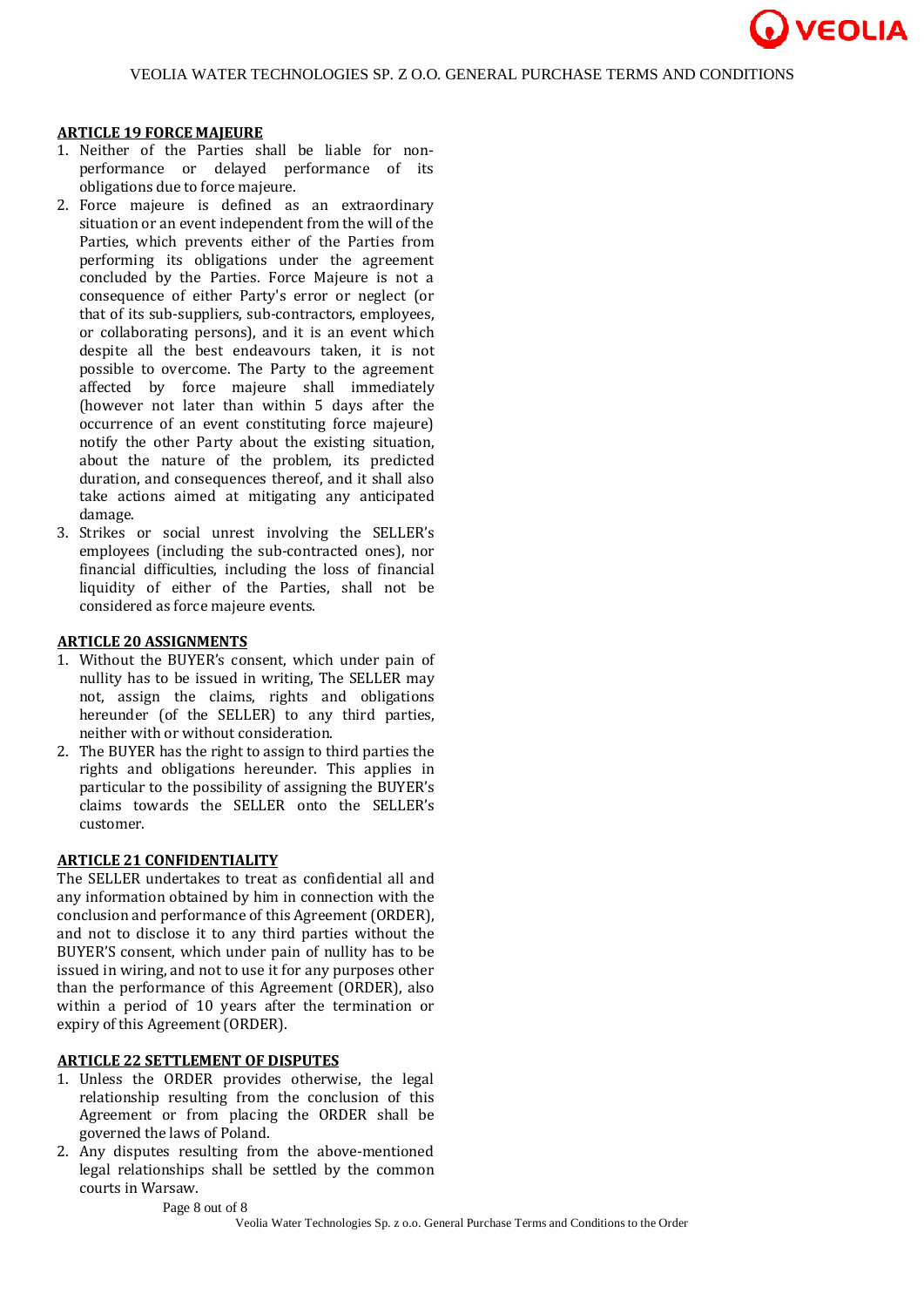**ARTICLE 19 FORCE MAJEURE**

1. Neither of the Parties shall be liable for non-performance or delayed performance of its obligations due to force majeure.
2. Force majeure is defined as an extraordinary situation or an event independent from the will of the Parties, which prevents either of the Parties from performing its obligations under the agreement concluded by the Parties. Force Majeure is not a consequence of either Party's error or neglect (or that of its sub-suppliers, sub-contractors, employees, or collaborating persons), and it is an event which despite all the best endeavours taken, it is not possible to overcome. The Party to the agreement affected by force majeure shall immediately (however not later than within 5 days after the occurrence of an event constituting force majeure) notify the other Party about the existing situation, about the nature of the problem, its predicted duration, and consequences thereof, and it shall also take actions aimed at mitigating any anticipated damage.
3. Strikes or social unrest involving the SELLER's employees (including the sub-contracted ones), nor financial difficulties, including the loss of financial liquidity of either of the Parties, shall not be considered as force majeure events.

**ARTICLE 20 ASSIGNMENTS**

1. Without the BUYER's consent, which under pain of nullity has to be issued in writing, The SELLER may not, assign the claims, rights and obligations hereunder (of the SELLER) to any third parties, neither with or without consideration.
2. The BUYER has the right to assign to third parties the rights and obligations hereunder. This applies in particular to the possibility of assigning the BUYER's claims towards the SELLER onto the SELLER's customer.

**ARTICLE 21 CONFIDENTIALITY**

The SELLER undertakes to treat as confidential all and any information obtained by him in connection with the conclusion and performance of this Agreement (ORDER), and not to disclose it to any third parties without the BUYER'S consent, which under pain of nullity has to be issued in wiring, and not to use it for any purposes other than the performance of this Agreement (ORDER), also within a period of 10 years after the termination or expiry of this Agreement (ORDER).

**ARTICLE 22 SETTLEMENT OF DISPUTES**

1. Unless the ORDER provides otherwise, the legal relationship resulting from the conclusion of this Agreement or from placing the ORDER shall be governed the laws of Poland.
2. Any disputes resulting from the above-mentioned legal relationships shall be settled by the common courts in Warsaw.